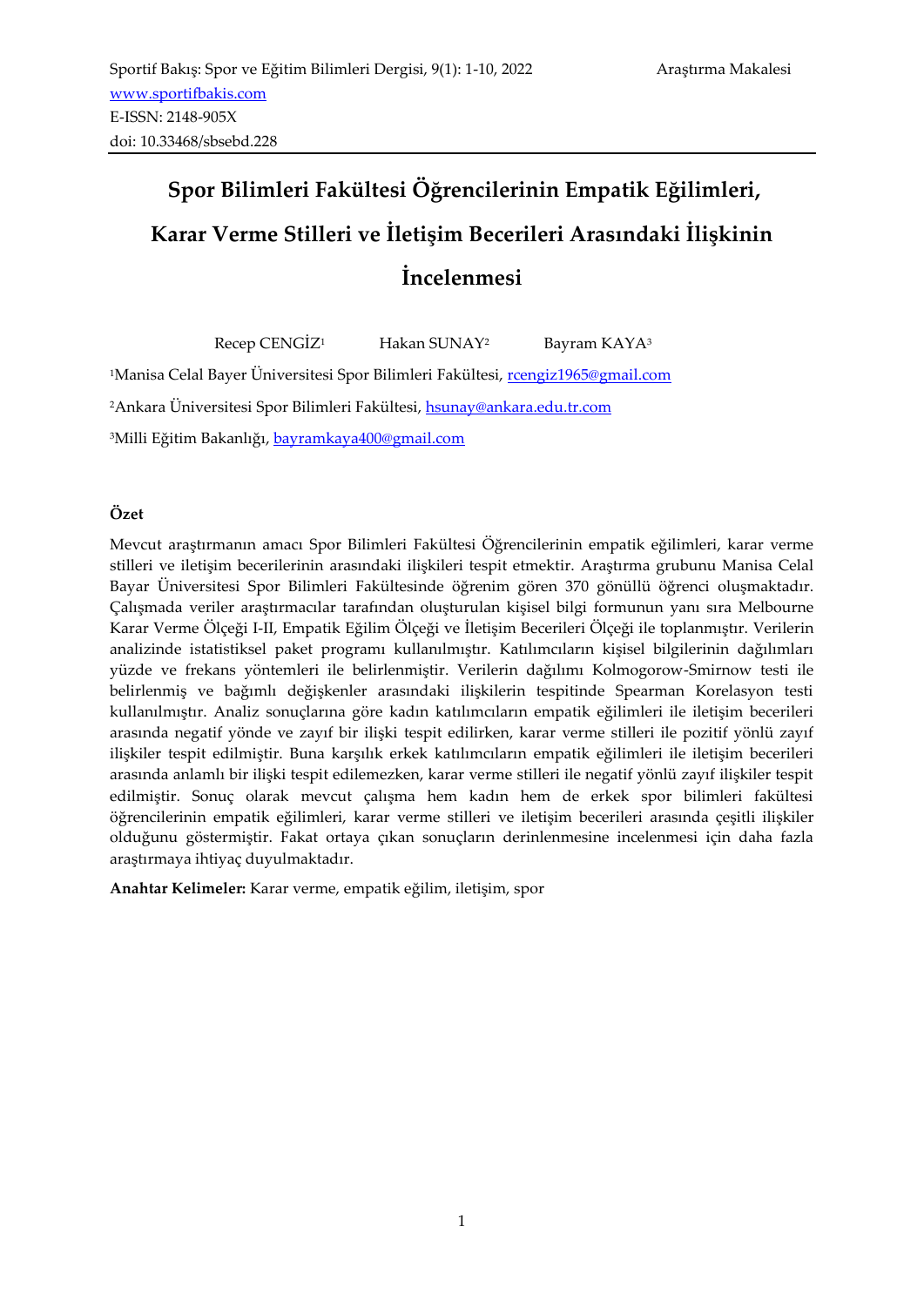# Spor Bilimleri Fakültesi Öğrencilerinin Empatik Eğilimleri, Karar Verme Stilleri ve İletişim Becerileri Arasındaki İlişkinin İncelenmesi

Recep CENGİZ[1] Hakan SUNAY[2] Bayram KAYA[3]

[1]Manisa Celal Bayer Üniversitesi Spor Bilimleri Fakültesi, rcengiz1965@gmail.com

[2]Ankara Üniversitesi Spor Bilimleri Fakültesi, hsunay@ankara.edu.tr.com

[3]Milli Eğitim Bakanlığı, bayramkaya400@gmail.com

## Özet

Mevcut araştırmanın amacı Spor Bilimleri Fakültesi Öğrencilerinin empatik eğilimleri, karar verme stilleri ve iletişim becerilerinin arasındaki ilişkileri tespit etmektir. Araştırma grubunu Manisa Celal Bayar Üniversitesi Spor Bilimleri Fakültesinde öğrenim gören 370 gönüllü öğrenci oluşmaktadır. Çalışmada veriler araştırmacılar tarafından oluşturulan kişisel bilgi formunun yanı sıra Melbourne Karar Verme Ölçeği I-II, Empatik Eğilim Ölçeği ve İletişim Becerileri Ölçeği ile toplanmıştır. Verilerin analizinde istatistiksel paket programı kullanılmıştır. Katılımcıların kişisel bilgilerinin dağılımları yüzde ve frekans yöntemleri ile belirlenmiştir. Verilerin dağılımı Kolmogorow-Smirnow testi ile belirlenmiş ve bağımlı değişkenler arasındaki ilişkilerin tespitinde Spearman Korelasyon testi kullanılmıştır. Analiz sonuçlarına göre kadın katılımcıların empatik eğilimleri ile iletişim becerileri arasında negatif yönde ve zayıf bir ilişki tespit edilirken, karar verme stilleri ile pozitif yönlü zayıf ilişkiler tespit edilmiştir. Buna karşılık erkek katılımcıların empatik eğilimleri ile iletişim becerileri arasında anlamlı bir ilişki tespit edilemezken, karar verme stilleri ile negatif yönlü zayıf ilişkiler tespit edilmiştir. Sonuç olarak mevcut çalışma hem kadın hem de erkek spor bilimleri fakültesi öğrencilerinin empatik eğilimleri, karar verme stilleri ve iletişim becerileri arasında çeşitli ilişkiler olduğunu göstermiştir. Fakat ortaya çıkan sonuçların derinlenmesine incelenmesi için daha fazla araştırmaya ihtiyaç duyulmaktadır.

**Anahtar Kelimeler:** Karar verme, empatik eğilim, iletişim, spor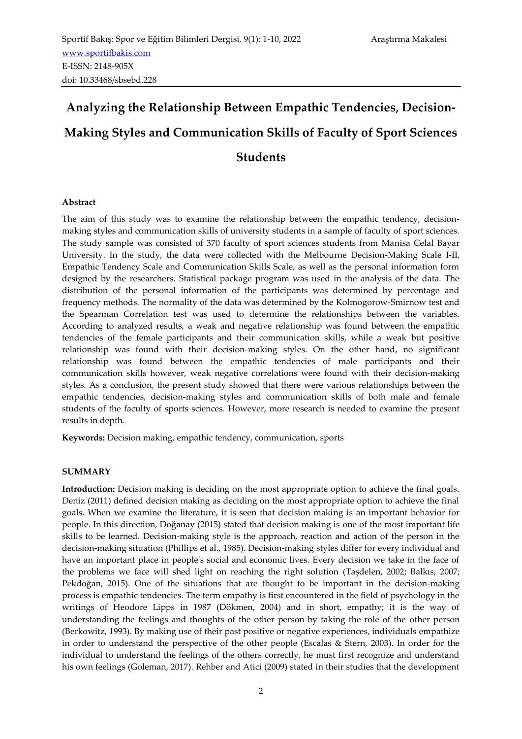# Analyzing the Relationship Between Empathic Tendencies, Decision-Making Styles and Communication Skills of Faculty of Sport Sciences Students

**Abstract**

The aim of this study was to examine the relationship between the empathic tendency, decision-making styles and communication skills of university students in a sample of faculty of sport sciences. The study sample was consisted of 370 faculty of sport sciences students from Manisa Celal Bayar University. In the study, the data were collected with the Melbourne Decision-Making Scale I-II, Empathic Tendency Scale and Communication Skills Scale, as well as the personal information form designed by the researchers. Statistical package program was used in the analysis of the data. The distribution of the personal information of the participants was determined by percentage and frequency methods. The normality of the data was determined by the Kolmogorow-Smirnow test and the Spearman Correlation test was used to determine the relationships between the variables. According to analyzed results, a weak and negative relationship was found between the empathic tendencies of the female participants and their communication skills, while a weak but positive relationship was found with their decision-making styles. On the other hand, no significant relationship was found between the empathic tendencies of male participants and their communication skills however, weak negative correlations were found with their decision-making styles. As a conclusion, the present study showed that there were various relationships between the empathic tendencies, decision-making styles and communication skills of both male and female students of the faculty of sports sciences. However, more research is needed to examine the present results in depth.

**Keywords:** Decision making, empathic tendency, communication, sports

**SUMMARY**

**Introduction:** Decision making is deciding on the most appropriate option to achieve the final goals. Deniz (2011) defined decision making as deciding on the most appropriate option to achieve the final goals. When we examine the literature, it is seen that decision making is an important behavior for people. In this direction, Doğanay (2015) stated that decision making is one of the most important life skills to be learned. Decision-making style is the approach, reaction and action of the person in the decision-making situation (Phillips et al., 1985). Decision-making styles differ for every individual and have an important place in people's social and economic lives. Every decision we take in the face of the problems we face will shed light on reaching the right solution (Taşdelen, 2002; Balkıs, 2007; Pekdoğan, 2015). One of the situations that are thought to be important in the decision-making process is empathic tendencies. The term empathy is first encountered in the field of psychology in the writings of Heodore Lipps in 1987 (Dökmen, 2004) and in short, empathy; it is the way of understanding the feelings and thoughts of the other person by taking the role of the other person (Berkowitz, 1993). By making use of their past positive or negative experiences, individuals empathize in order to understand the perspective of the other people (Escalas & Stern, 2003). In order for the individual to understand the feelings of the others correctly, he must first recognize and understand his own feelings (Goleman, 2017). Rehber and Atici (2009) stated in their studies that the development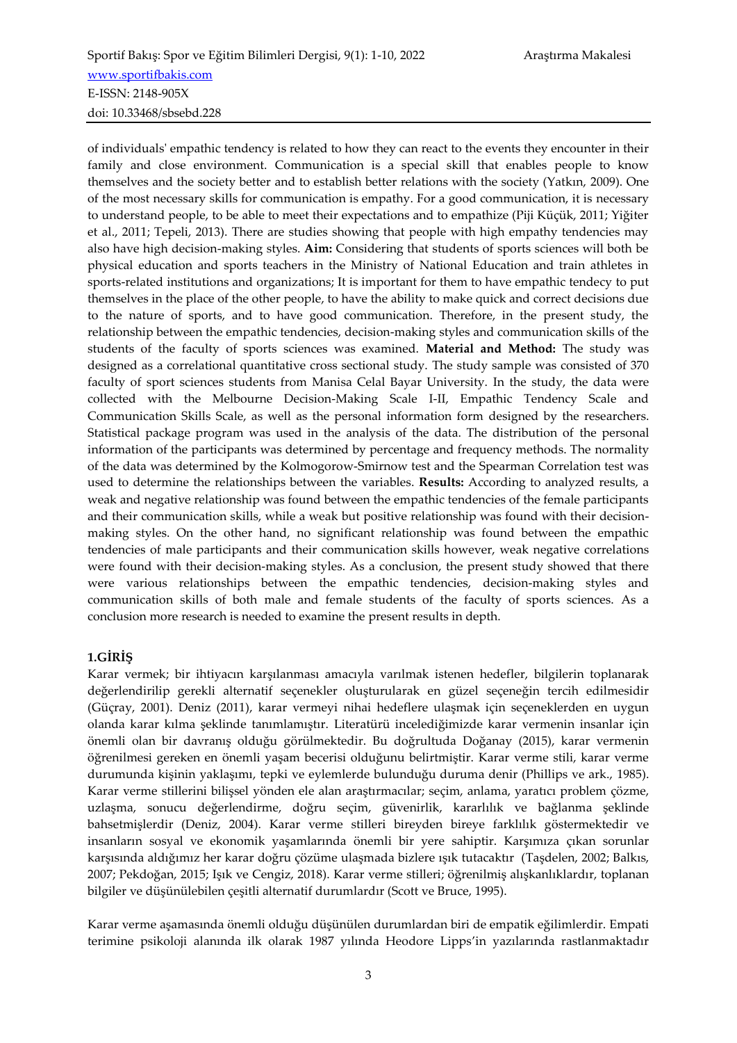of individuals' empathic tendency is related to how they can react to the events they encounter in their family and close environment. Communication is a special skill that enables people to know themselves and the society better and to establish better relations with the society (Yatkın, 2009). One of the most necessary skills for communication is empathy. For a good communication, it is necessary to understand people, to be able to meet their expectations and to empathize (Piji Küçük, 2011; Yiğiter et al., 2011; Tepeli, 2013). There are studies showing that people with high empathy tendencies may also have high decision-making styles. **Aim:** Considering that students of sports sciences will both be physical education and sports teachers in the Ministry of National Education and train athletes in sports-related institutions and organizations; It is important for them to have empathic tendecy to put themselves in the place of the other people, to have the ability to make quick and correct decisions due to the nature of sports, and to have good communication. Therefore, in the present study, the relationship between the empathic tendencies, decision-making styles and communication skills of the students of the faculty of sports sciences was examined. **Material and Method:** The study was designed as a correlational quantitative cross sectional study. The study sample was consisted of 370 faculty of sport sciences students from Manisa Celal Bayar University. In the study, the data were collected with the Melbourne Decision-Making Scale I-II, Empathic Tendency Scale and Communication Skills Scale, as well as the personal information form designed by the researchers. Statistical package program was used in the analysis of the data. The distribution of the personal information of the participants was determined by percentage and frequency methods. The normality of the data was determined by the Kolmogorow-Smirnow test and the Spearman Correlation test was used to determine the relationships between the variables. **Results:** According to analyzed results, a weak and negative relationship was found between the empathic tendencies of the female participants and their communication skills, while a weak but positive relationship was found with their decision-making styles. On the other hand, no significant relationship was found between the empathic tendencies of male participants and their communication skills however, weak negative correlations were found with their decision-making styles. As a conclusion, the present study showed that there were various relationships between the empathic tendencies, decision-making styles and communication skills of both male and female students of the faculty of sports sciences. As a conclusion more research is needed to examine the present results in depth.

## 1.GİRİŞ

Karar vermek; bir ihtiyacın karşılanması amacıyla varılmak istenen hedefler, bilgilerin toplanarak değerlendirilip gerekli alternatif seçenekler oluşturularak en güzel seçeneğin tercih edilmesidir (Güçray, 2001). Deniz (2011), karar vermeyi nihai hedeflere ulaşmak için seçeneklerden en uygun olanda karar kılma şeklinde tanımlamıştır. Literatürü incelediğimizde karar vermenin insanlar için önemli olan bir davranış olduğu görülmektedir. Bu doğrultuda Doğanay (2015), karar vermenin öğrenilmesi gereken en önemli yaşam becerisi olduğunu belirtmiştir. Karar verme stili, karar verme durumunda kişinin yaklaşımı, tepki ve eylemlerde bulunduğu duruma denir (Phillips ve ark., 1985). Karar verme stillerini bilişsel yönden ele alan araştırmacılar; seçim, anlama, yaratıcı problem çözme, uzlaşma, sonucu değerlendirme, doğru seçim, güvenirlik, kararlılık ve bağlanma şeklinde bahsetmişlerdir (Deniz, 2004). Karar verme stilleri bireyden bireye farklılık göstermektedir ve insanların sosyal ve ekonomik yaşamlarında önemli bir yere sahiptir. Karşımıza çıkan sorunlar karşısında aldığımız her karar doğru çözüme ulaşmada bizlere ışık tutacaktır (Taşdelen, 2002; Balkıs, 2007; Pekdoğan, 2015; Işık ve Cengiz, 2018). Karar verme stilleri; öğrenilmiş alışkanlıklardır, toplanan bilgiler ve düşünülebilen çeşitli alternatif durumlardır (Scott ve Bruce, 1995).

Karar verme aşamasında önemli olduğu düşünülen durumlardan biri de empatik eğilimlerdir. Empati terimine psikoloji alanında ilk olarak 1987 yılında Heodore Lipps'in yazılarında rastlanmaktadır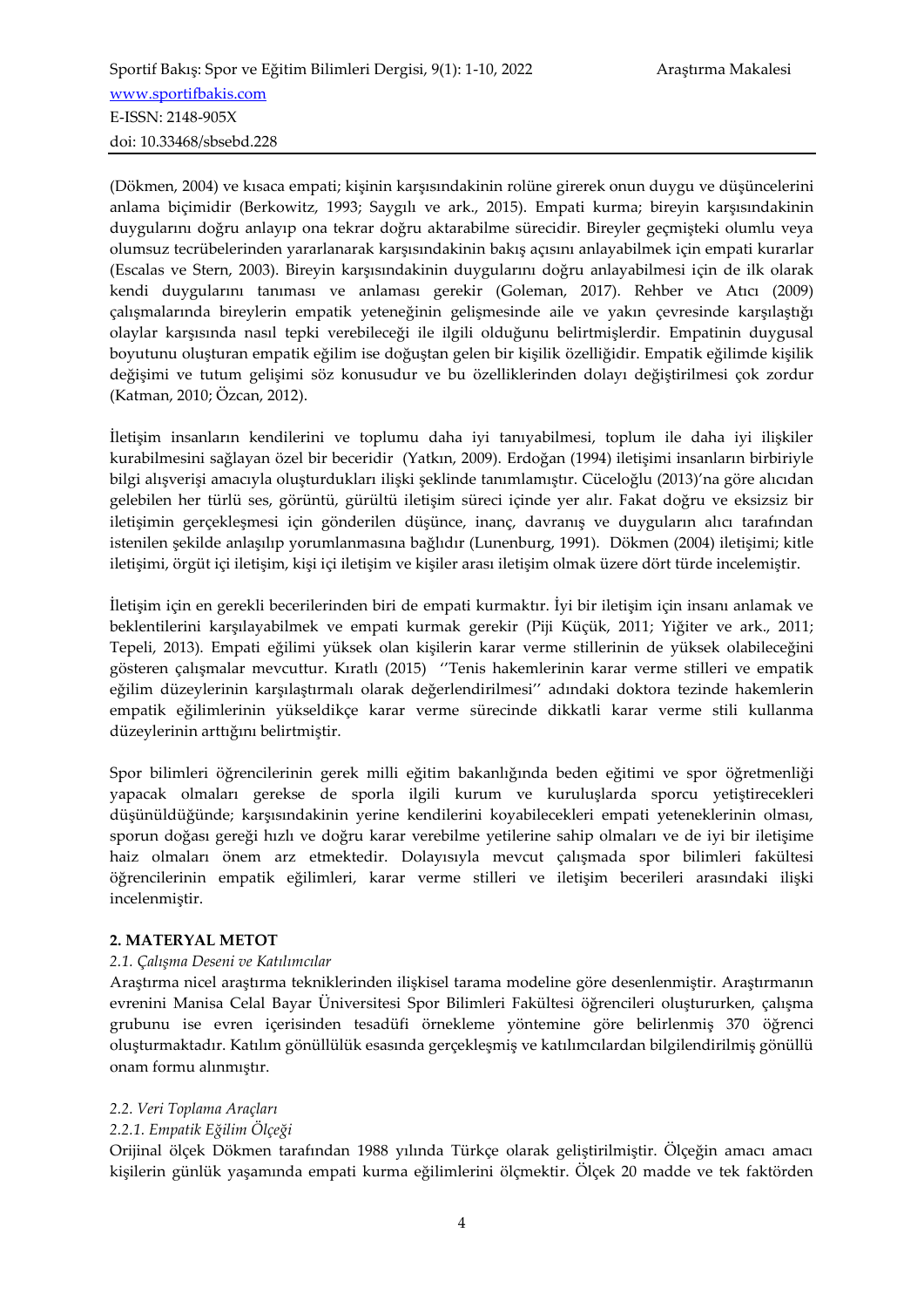(Dökmen, 2004) ve kısaca empati; kişinin karşısındakinin rolüne girerek onun duygu ve düşüncelerini anlama biçimidir (Berkowitz, 1993; Saygılı ve ark., 2015). Empati kurma; bireyin karşısındakinin duygularını doğru anlayıp ona tekrar doğru aktarabilme sürecidir. Bireyler geçmişteki olumlu veya olumsuz tecrübelerinden yararlanarak karşısındakinin bakış açısını anlayabilmek için empati kurarlar (Escalas ve Stern, 2003). Bireyin karşısındakinin duygularını doğru anlayabilmesi için de ilk olarak kendi duygularını tanıması ve anlaması gerekir (Goleman, 2017). Rehber ve Atıcı (2009) çalışmalarında bireylerin empatik yeteneğinin gelişmesinde aile ve yakın çevresinde karşılaştığı olaylar karşısında nasıl tepki verebileceği ile ilgili olduğunu belirtmişlerdir. Empatinin duygusal boyutunu oluşturan empatik eğilim ise doğuştan gelen bir kişilik özelliğidir. Empatik eğilimde kişilik değişimi ve tutum gelişimi söz konusudur ve bu özelliklerinden dolayı değiştirilmesi çok zordur (Katman, 2010; Özcan, 2012).

İletişim insanların kendilerini ve toplumu daha iyi tanıyabilmesi, toplum ile daha iyi ilişkiler kurabilmesini sağlayan özel bir beceridir (Yatkın, 2009). Erdoğan (1994) iletişimi insanların birbiriyle bilgi alışverişi amacıyla oluşturdukları ilişki şeklinde tanımlamıştır. Cüceloğlu (2013)'na göre alıcıdan gelebilen her türlü ses, görüntü, gürültü iletişim süreci içinde yer alır. Fakat doğru ve eksiksiz bir iletişimin gerçekleşmesi için gönderilen düşünce, inanç, davranış ve duyguların alıcı tarafından istenilen şekilde anlaşılıp yorumlanmasına bağlıdır (Lunenburg, 1991). Dökmen (2004) iletişimi; kitle iletişimi, örgüt içi iletişim, kişi içi iletişim ve kişiler arası iletişim olmak üzere dört türde incelemiştir.

İletişim için en gerekli becerilerinden biri de empati kurmaktır. İyi bir iletişim için insanı anlamak ve beklentilerini karşılayabilmek ve empati kurmak gerekir (Piji Küçük, 2011; Yiğiter ve ark., 2011; Tepeli, 2013). Empati eğilimi yüksek olan kişilerin karar verme stillerinin de yüksek olabileceğini gösteren çalışmalar mevcuttur. Kıratlı (2015) ''Tenis hakemlerinin karar verme stilleri ve empatik eğilim düzeylerinin karşılaştırmalı olarak değerlendirilmesi'' adındaki doktora tezinde hakemlerin empatik eğilimlerinin yükseldikçe karar verme sürecinde dikkatli karar verme stili kullanma düzeylerinin arttığını belirtmiştir.

Spor bilimleri öğrencilerinin gerek milli eğitim bakanlığında beden eğitimi ve spor öğretmenliği yapacak olmaları gerekse de sporla ilgili kurum ve kuruluşlarda sporcu yetiştirecekleri düşünüldüğünde; karşısındakinin yerine kendilerini koyabilecekleri empati yeteneklerinin olması, sporun doğası gereği hızlı ve doğru karar verebilme yetilerine sahip olmaları ve de iyi bir iletişime haiz olmaları önem arz etmektedir. Dolayısıyla mevcut çalışmada spor bilimleri fakültesi öğrencilerinin empatik eğilimleri, karar verme stilleri ve iletişim becerileri arasındaki ilişki incelenmiştir.

## 2. MATERYAL METOT

### *2.1. Çalışma Deseni ve Katılımcılar*

Araştırma nicel araştırma tekniklerinden ilişkisel tarama modeline göre desenlenmiştir. Araştırmanın evrenini Manisa Celal Bayar Üniversitesi Spor Bilimleri Fakültesi öğrencileri oluştururken, çalışma grubunu ise evren içerisinden tesadüfi örnekleme yöntemine göre belirlenmiş 370 öğrenci oluşturmaktadır. Katılım gönüllülük esasında gerçekleşmiş ve katılımcılardan bilgilendirilmiş gönüllü onam formu alınmıştır.

### *2.2. Veri Toplama Araçları*

#### *2.2.1. Empatik Eğilim Ölçeği*

Orijinal ölçek Dökmen tarafından 1988 yılında Türkçe olarak geliştirilmiştir. Ölçeğin amacı amacı kişilerin günlük yaşamında empati kurma eğilimlerini ölçmektir. Ölçek 20 madde ve tek faktörden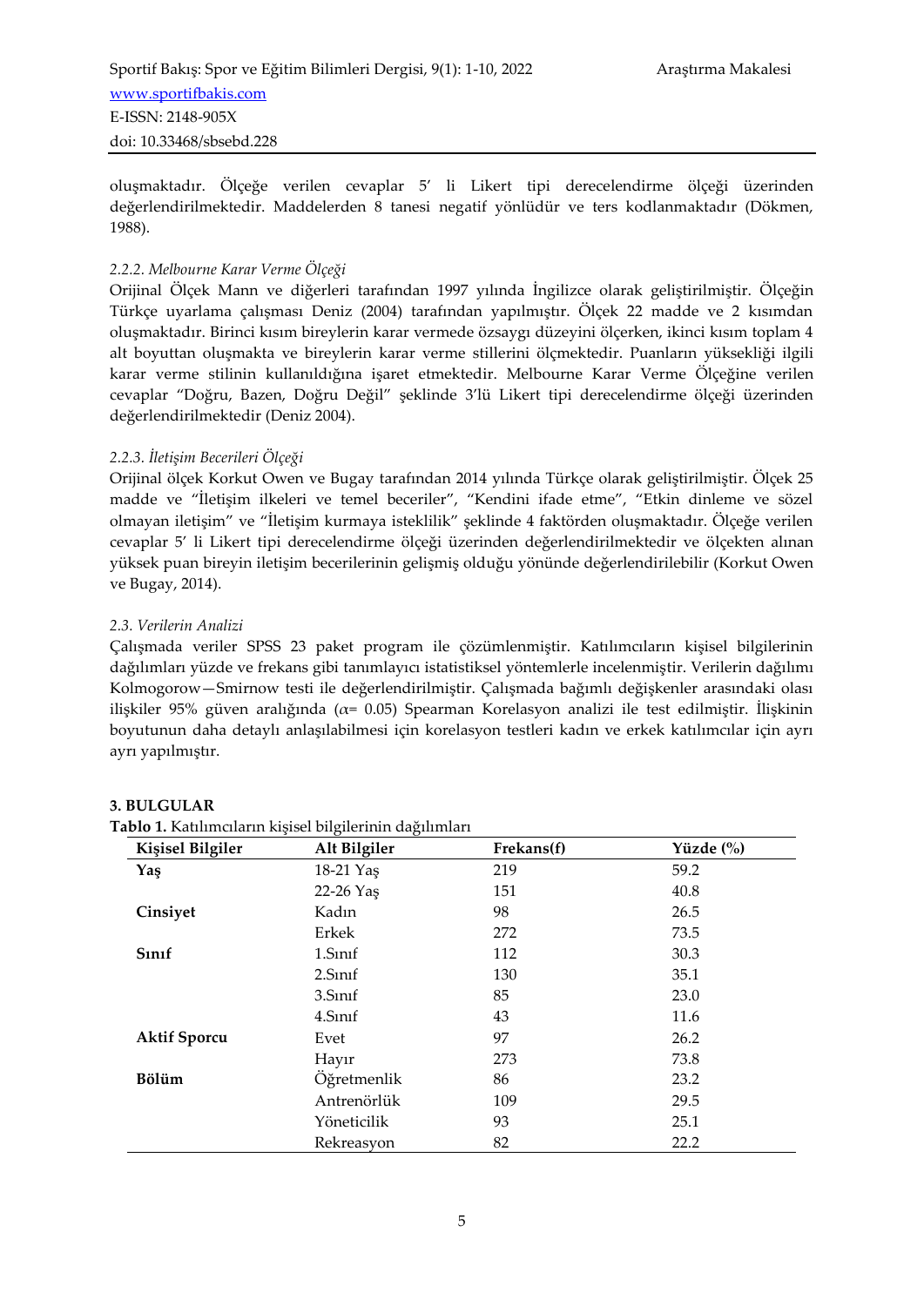oluşmaktadır. Ölçeğe verilen cevaplar 5' li Likert tipi derecelendirme ölçeği üzerinden değerlendirilmektedir. Maddelerden 8 tanesi negatif yönlüdür ve ters kodlanmaktadır (Dökmen, 1988).

### *2.2.2. Melbourne Karar Verme Ölçeği*

Orijinal Ölçek Mann ve diğerleri tarafından 1997 yılında İngilizce olarak geliştirilmiştir. Ölçeğin Türkçe uyarlama çalışması Deniz (2004) tarafından yapılmıştır. Ölçek 22 madde ve 2 kısımdan oluşmaktadır. Birinci kısım bireylerin karar vermede özsaygı düzeyini ölçerken, ikinci kısım toplam 4 alt boyuttan oluşmakta ve bireylerin karar verme stillerini ölçmektedir. Puanların yüksekliği ilgili karar verme stilinin kullanıldığına işaret etmektedir. Melbourne Karar Verme Ölçeğine verilen cevaplar "Doğru, Bazen, Doğru Değil" şeklinde 3'lü Likert tipi derecelendirme ölçeği üzerinden değerlendirilmektedir (Deniz 2004).

### *2.2.3. İletişim Becerileri Ölçeği*

Orijinal ölçek Korkut Owen ve Bugay tarafından 2014 yılında Türkçe olarak geliştirilmiştir. Ölçek 25 madde ve "İletişim ilkeleri ve temel beceriler", "Kendini ifade etme", "Etkin dinleme ve sözel olmayan iletişim" ve "İletişim kurmaya isteklilik" şeklinde 4 faktörden oluşmaktadır. Ölçeğe verilen cevaplar 5' li Likert tipi derecelendirme ölçeği üzerinden değerlendirilmektedir ve ölçekten alınan yüksek puan bireyin iletişim becerilerinin gelişmiş olduğu yönünde değerlendirilebilir (Korkut Owen ve Bugay, 2014).

### *2.3. Verilerin Analizi*

Çalışmada veriler SPSS 23 paket program ile çözümlenmiştir. Katılımcıların kişisel bilgilerinin dağılımları yüzde ve frekans gibi tanımlayıcı istatistiksel yöntemlerle incelenmiştir. Verilerin dağılımı Kolmogorow—Smirnow testi ile değerlendirilmiştir. Çalışmada bağımlı değişkenler arasındaki olası ilişkiler 95% güven aralığında ($\alpha$= 0.05) Spearman Korelasyon analizi ile test edilmiştir. İlişkinin boyutunun daha detaylı anlaşılabilmesi için korelasyon testleri kadın ve erkek katılımcılar için ayrı ayrı yapılmıştır.

## 3. BULGULAR

**Tablo 1.** Katılımcıların kişisel bilgilerinin dağılımları

| Kişisel Bilgiler | Alt Bilgiler | Frekans(f) | Yüzde (%) |
|---|---|---|---|
| **Yaş** | 18-21 Yaş | 219 | 59.2 |
| | 22-26 Yaş | 151 | 40.8 |
| **Cinsiyet** | Kadın | 98 | 26.5 |
| | Erkek | 272 | 73.5 |
| **Sınıf** | 1.Sınıf | 112 | 30.3 |
| | 2.Sınıf | 130 | 35.1 |
| | 3.Sınıf | 85 | 23.0 |
| | 4.Sınıf | 43 | 11.6 |
| **Aktif Sporcu** | Evet | 97 | 26.2 |
| | Hayır | 273 | 73.8 |
| **Bölüm** | Öğretmenlik | 86 | 23.2 |
| | Antrenörlük | 109 | 29.5 |
| | Yöneticilik | 93 | 25.1 |
| | Rekreasyon | 82 | 22.2 |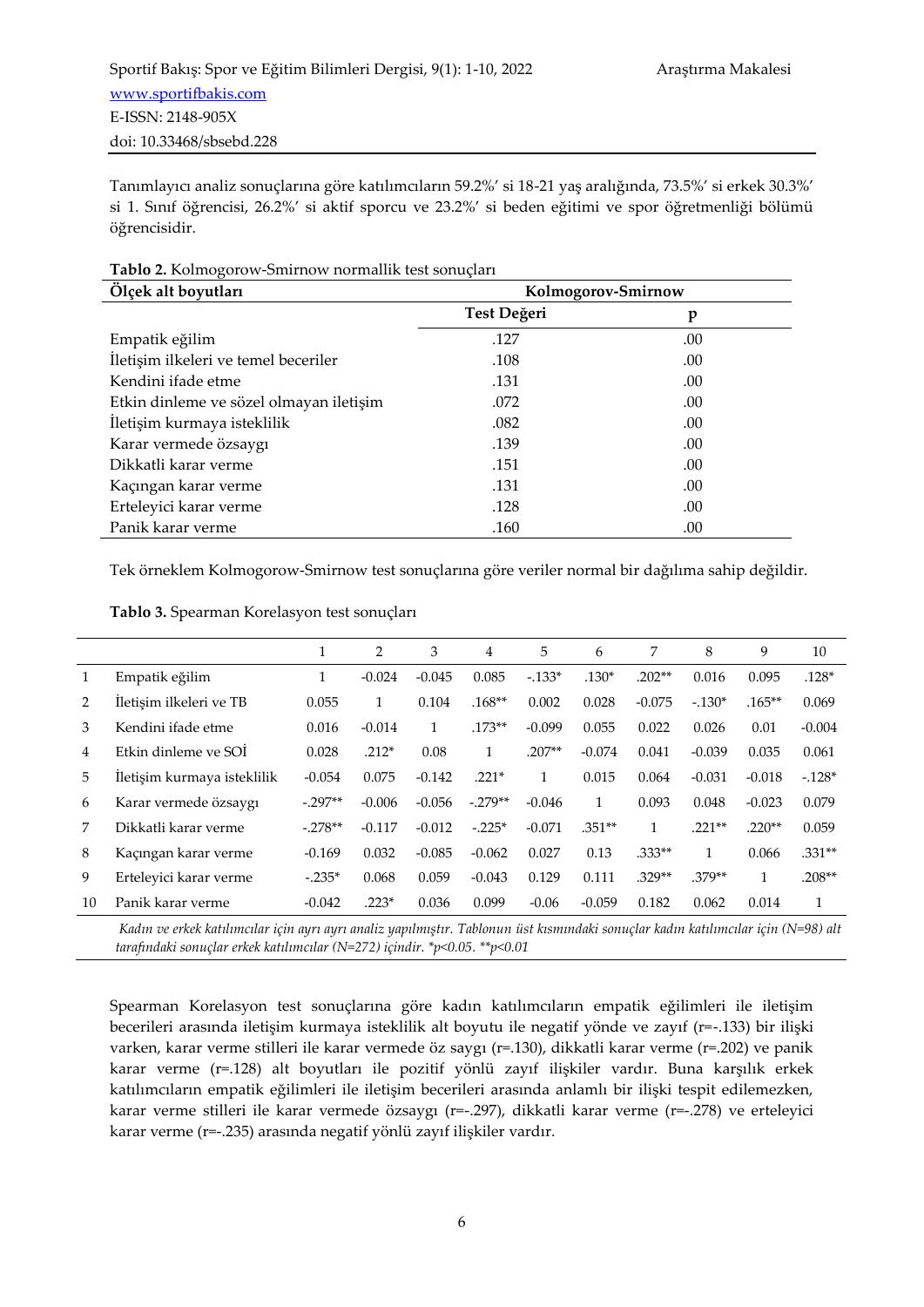Tanımlayıcı analiz sonuçlarına göre katılımcıların 59.2%' si 18-21 yaş aralığında, 73.5%' si erkek 30.3%' si 1. Sınıf öğrencisi, 26.2%' si aktif sporcu ve 23.2%' si beden eğitimi ve spor öğretmenliği bölümü öğrencisidir.

**Tablo 2.** Kolmogorow-Smirnow normallik test sonuçları

| **Ölçek alt boyutları** | **Kolmogorov-Smirnow** | |
|---|---|---|
| | **Test Değeri** | **p** |
| Empatik eğilim | .127 | .00 |
| İletişim ilkeleri ve temel beceriler | .108 | .00 |
| Kendini ifade etme | .131 | .00 |
| Etkin dinleme ve sözel olmayan iletişim | .072 | .00 |
| İletişim kurmaya isteklilik | .082 | .00 |
| Karar vermede özsaygı | .139 | .00 |
| Dikkatli karar verme | .151 | .00 |
| Kaçıngan karar verme | .131 | .00 |
| Erteleyici karar verme | .128 | .00 |
| Panik karar verme | .160 | .00 |

Tek örneklem Kolmogorow-Smirnow test sonuçlarına göre veriler normal bir dağılıma sahip değildir.

**Tablo 3.** Spearman Korelasyon test sonuçları

| | | 1 | 2 | 3 | 4 | 5 | 6 | 7 | 8 | 9 | 10 |
|---|---|---|---|---|---|---|---|---|---|---|---|
| 1 | Empatik eğilim | 1 | -0.024 | -0.045 | 0.085 | -.133* | .130* | .202** | 0.016 | 0.095 | .128* |
| 2 | İletişim ilkeleri ve TB | 0.055 | 1 | 0.104 | .168** | 0.002 | 0.028 | -0.075 | -.130* | .165** | 0.069 |
| 3 | Kendini ifade etme | 0.016 | -0.014 | 1 | .173** | -0.099 | 0.055 | 0.022 | 0.026 | 0.01 | -0.004 |
| 4 | Etkin dinleme ve SOİ | 0.028 | .212* | 0.08 | 1 | .207** | -0.074 | 0.041 | -0.039 | 0.035 | 0.061 |
| 5 | İletişim kurmaya isteklilik | -0.054 | 0.075 | -0.142 | .221* | 1 | 0.015 | 0.064 | -0.031 | -0.018 | -.128* |
| 6 | Karar vermede özsaygı | -.297** | -0.006 | -0.056 | -.279** | -0.046 | 1 | 0.093 | 0.048 | -0.023 | 0.079 |
| 7 | Dikkatli karar verme | -.278** | -0.117 | -0.012 | -.225* | -0.071 | .351** | 1 | .221** | .220** | 0.059 |
| 8 | Kaçıngan karar verme | -0.169 | 0.032 | -0.085 | -0.062 | 0.027 | 0.13 | .333** | 1 | 0.066 | .331** |
| 9 | Erteleyici karar verme | -.235* | 0.068 | 0.059 | -0.043 | 0.129 | 0.111 | .329** | .379** | 1 | .208** |
| 10 | Panik karar verme | -0.042 | .223* | 0.036 | 0.099 | -0.06 | -0.059 | 0.182 | 0.062 | 0.014 | 1 |

*Kadın ve erkek katılımcılar için ayrı ayrı analiz yapılmıştır. Tablonun üst kısmındaki sonuçlar kadın katılımcılar için (N=98) alt tarafındaki sonuçlar erkek katılımcılar (N=272) içindir. *p<0.05. **p<0.01*

Spearman Korelasyon test sonuçlarına göre kadın katılımcıların empatik eğilimleri ile iletişim becerileri arasında iletişim kurmaya isteklilik alt boyutu ile negatif yönde ve zayıf (r=-.133) bir ilişki varken, karar verme stilleri ile karar vermede öz saygı (r=.130), dikkatli karar verme (r=.202) ve panik karar verme (r=.128) alt boyutları ile pozitif yönlü zayıf ilişkiler vardır. Buna karşılık erkek katılımcıların empatik eğilimleri ile iletişim becerileri arasında anlamlı bir ilişki tespit edilemezken, karar verme stilleri ile karar vermede özsaygı (r=-.297), dikkatli karar verme (r=-.278) ve erteleyici karar verme (r=-.235) arasında negatif yönlü zayıf ilişkiler vardır.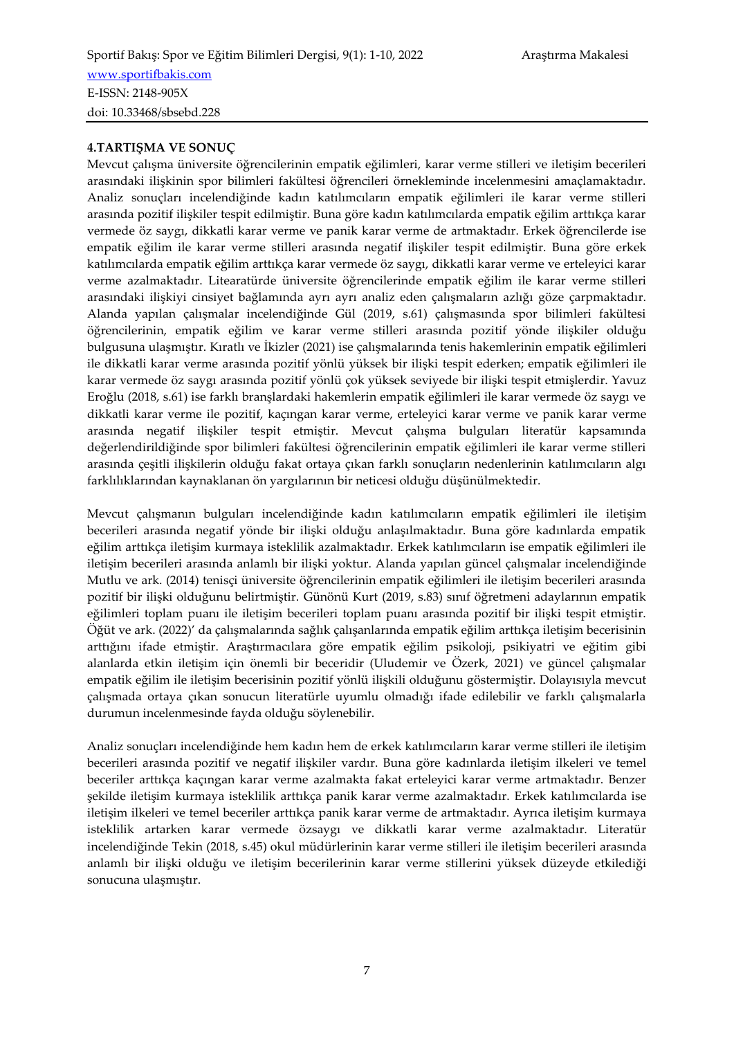## 4.TARTIŞMA VE SONUÇ

Mevcut çalışma üniversite öğrencilerinin empatik eğilimleri, karar verme stilleri ve iletişim becerileri arasındaki ilişkinin spor bilimleri fakültesi öğrencileri örnekleminde incelenmesini amaçlamaktadır. Analiz sonuçları incelendiğinde kadın katılımcıların empatik eğilimleri ile karar verme stilleri arasında pozitif ilişkiler tespit edilmiştir. Buna göre kadın katılımcılarda empatik eğilim arttıkça karar vermede öz saygı, dikkatli karar verme ve panik karar verme de artmaktadır. Erkek öğrencilerde ise empatik eğilim ile karar verme stilleri arasında negatif ilişkiler tespit edilmiştir. Buna göre erkek katılımcılarda empatik eğilim arttıkça karar vermede öz saygı, dikkatli karar verme ve erteleyici karar verme azalmaktadır. Litearatürde üniversite öğrencilerinde empatik eğilim ile karar verme stilleri arasındaki ilişkiyi cinsiyet bağlamında ayrı ayrı analiz eden çalışmaların azlığı göze çarpmaktadır. Alanda yapılan çalışmalar incelendiğinde Gül (2019, s.61) çalışmasında spor bilimleri fakültesi öğrencilerinin, empatik eğilim ve karar verme stilleri arasında pozitif yönde ilişkiler olduğu bulgusuna ulaşmıştır. Kıratlı ve İkizler (2021) ise çalışmalarında tenis hakemlerinin empatik eğilimleri ile dikkatli karar verme arasında pozitif yönlü yüksek bir ilişki tespit ederken; empatik eğilimleri ile karar vermede öz saygı arasında pozitif yönlü çok yüksek seviyede bir ilişki tespit etmişlerdir. Yavuz Eroğlu (2018, s.61) ise farklı branşlardaki hakemlerin empatik eğilimleri ile karar vermede öz saygı ve dikkatli karar verme ile pozitif, kaçıngan karar verme, erteleyici karar verme ve panik karar verme arasında negatif ilişkiler tespit etmiştir. Mevcut çalışma bulguları literatür kapsamında değerlendirildiğinde spor bilimleri fakültesi öğrencilerinin empatik eğilimleri ile karar verme stilleri arasında çeşitli ilişkilerin olduğu fakat ortaya çıkan farklı sonuçların nedenlerinin katılımcıların algı farklılıklarından kaynaklanan ön yargılarının bir neticesi olduğu düşünülmektedir.

Mevcut çalışmanın bulguları incelendiğinde kadın katılımcıların empatik eğilimleri ile iletişim becerileri arasında negatif yönde bir ilişki olduğu anlaşılmaktadır. Buna göre kadınlarda empatik eğilim arttıkça iletişim kurmaya isteklilik azalmaktadır. Erkek katılımcıların ise empatik eğilimleri ile iletişim becerileri arasında anlamlı bir ilişki yoktur. Alanda yapılan güncel çalışmalar incelendiğinde Mutlu ve ark. (2014) tenisçi üniversite öğrencilerinin empatik eğilimleri ile iletişim becerileri arasında pozitif bir ilişki olduğunu belirtmiştir. Günönü Kurt (2019, s.83) sınıf öğretmeni adaylarının empatik eğilimleri toplam puanı ile iletişim becerileri toplam puanı arasında pozitif bir ilişki tespit etmiştir. Öğüt ve ark. (2022)' da çalışmalarında sağlık çalışanlarında empatik eğilim arttıkça iletişim becerisinin arttığını ifade etmiştir. Araştırmacılara göre empatik eğilim psikoloji, psikiyatri ve eğitim gibi alanlarda etkin iletişim için önemli bir beceridir (Uludemir ve Özerk, 2021) ve güncel çalışmalar empatik eğilim ile iletişim becerisinin pozitif yönlü ilişkili olduğunu göstermiştir. Dolayısıyla mevcut çalışmada ortaya çıkan sonucun literatürle uyumlu olmadığı ifade edilebilir ve farklı çalışmalarla durumun incelenmesinde fayda olduğu söylenebilir.

Analiz sonuçları incelendiğinde hem kadın hem de erkek katılımcıların karar verme stilleri ile iletişim becerileri arasında pozitif ve negatif ilişkiler vardır. Buna göre kadınlarda iletişim ilkeleri ve temel beceriler arttıkça kaçıngan karar verme azalmakta fakat erteleyici karar verme artmaktadır. Benzer şekilde iletişim kurmaya isteklilik arttıkça panik karar verme azalmaktadır. Erkek katılımcılarda ise iletişim ilkeleri ve temel beceriler arttıkça panik karar verme de artmaktadır. Ayrıca iletişim kurmaya isteklilik artarken karar vermede özsaygı ve dikkatli karar verme azalmaktadır. Literatür incelendiğinde Tekin (2018, s.45) okul müdürlerinin karar verme stilleri ile iletişim becerileri arasında anlamlı bir ilişki olduğu ve iletişim becerilerinin karar verme stillerini yüksek düzeyde etkilediği sonucuna ulaşmıştır.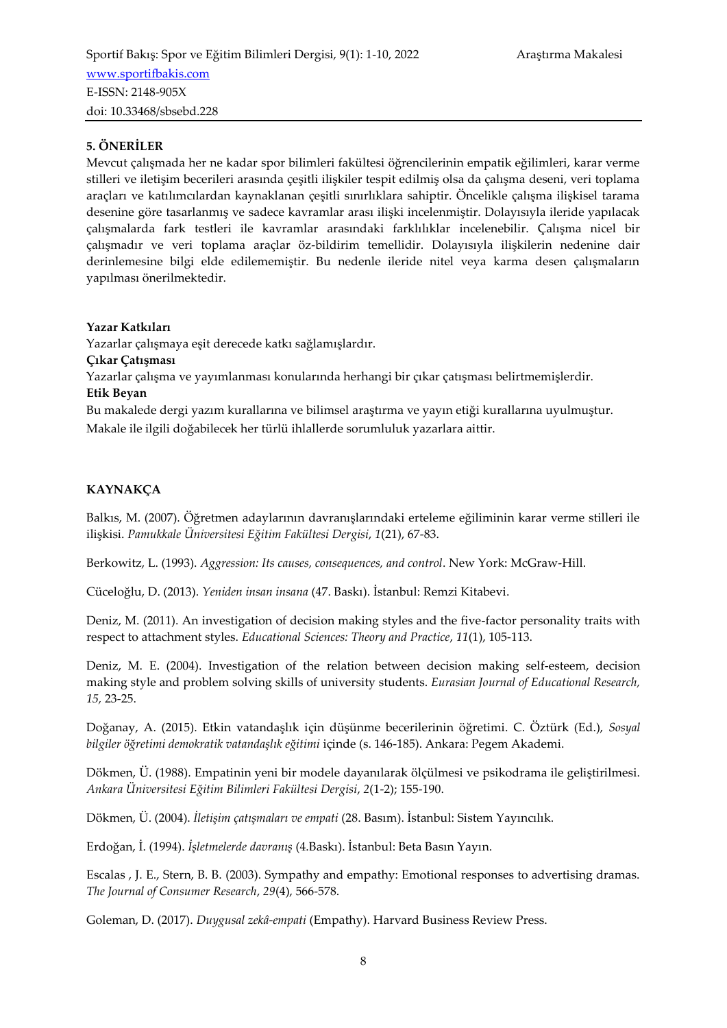## 5. ÖNERİLER

Mevcut çalışmada her ne kadar spor bilimleri fakültesi öğrencilerinin empatik eğilimleri, karar verme stilleri ve iletişim becerileri arasında çeşitli ilişkiler tespit edilmiş olsa da çalışma deseni, veri toplama araçları ve katılımcılardan kaynaklanan çeşitli sınırlıklara sahiptir. Öncelikle çalışma ilişkisel tarama desenine göre tasarlanmış ve sadece kavramlar arası ilişki incelenmiştir. Dolayısıyla ileride yapılacak çalışmalarda fark testleri ile kavramlar arasındaki farklılıklar incelenebilir. Çalışma nicel bir çalışmadır ve veri toplama araçlar öz-bildirim temellidir. Dolayısıyla ilişkilerin nedenine dair derinlemesine bilgi elde edilememiştir. Bu nedenle ileride nitel veya karma desen çalışmaların yapılması önerilmektedir.

**Yazar Katkıları**

Yazarlar çalışmaya eşit derecede katkı sağlamışlardır.

**Çıkar Çatışması**

Yazarlar çalışma ve yayımlanması konularında herhangi bir çıkar çatışması belirtmemişlerdir.

**Etik Beyan**

Bu makalede dergi yazım kurallarına ve bilimsel araştırma ve yayın etiği kurallarına uyulmuştur. Makale ile ilgili doğabilecek her türlü ihlallerde sorumluluk yazarlara aittir.

## KAYNAKÇA

Balkıs, M. (2007). Öğretmen adaylarının davranışlarındaki erteleme eğiliminin karar verme stilleri ile ilişkisi. *Pamukkale Üniversitesi Eğitim Fakültesi Dergisi*, *1*(21), 67-83.

Berkowitz, L. (1993). *Aggression: Its causes, consequences, and control*. New York: McGraw-Hill.

Cüceloğlu, D. (2013). *Yeniden insan insana* (47. Baskı). İstanbul: Remzi Kitabevi.

Deniz, M. (2011). An investigation of decision making styles and the five-factor personality traits with respect to attachment styles. *Educational Sciences: Theory and Practice*, *11*(1), 105-113.

Deniz, M. E. (2004). Investigation of the relation between decision making self-esteem, decision making style and problem solving skills of university students. *Eurasian Journal of Educational Research, 15,* 23-25.

Doğanay, A. (2015). Etkin vatandaşlık için düşünme becerilerinin öğretimi. C. Öztürk (Ed.), *Sosyal bilgiler öğretimi demokratik vatandaşlık eğitimi* içinde (s. 146-185). Ankara: Pegem Akademi.

Dökmen, Ü. (1988). Empatinin yeni bir modele dayanılarak ölçülmesi ve psikodrama ile geliştirilmesi. *Ankara Üniversitesi Eğitim Bilimleri Fakültesi Dergisi*, *2*(1-2); 155-190.

Dökmen, Ü. (2004). *İletişim çatışmaları ve empati* (28. Basım). İstanbul: Sistem Yayıncılık.

Erdoğan, İ. (1994). *İşletmelerde davranış* (4.Baskı). İstanbul: Beta Basın Yayın.

Escalas , J. E., Stern, B. B. (2003). Sympathy and empathy: Emotional responses to advertising dramas. *The Journal of Consumer Research*, *29*(4), 566-578.

Goleman, D. (2017). *Duygusal zekâ-empati* (Empathy). Harvard Business Review Press.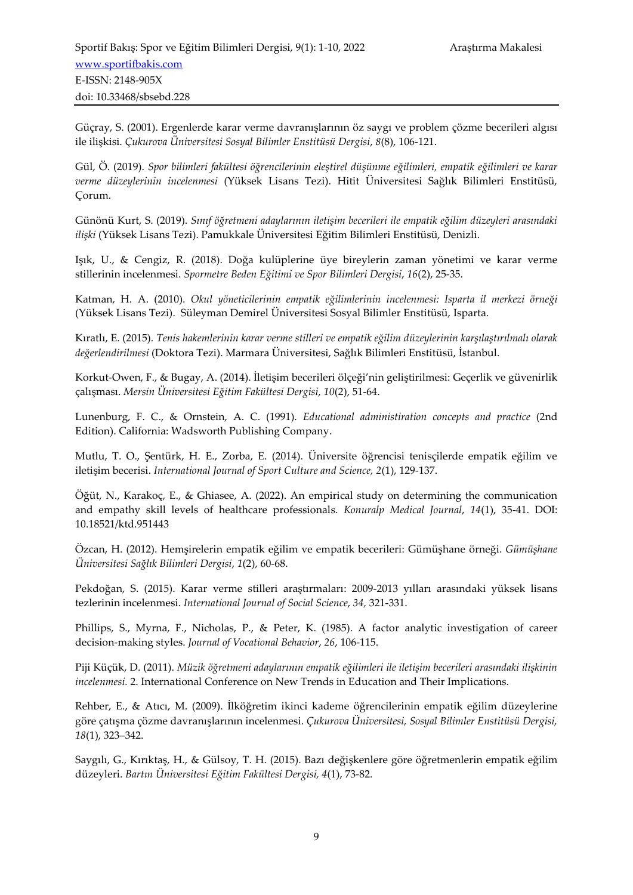Güçray, S. (2001). Ergenlerde karar verme davranışlarının öz saygı ve problem çözme becerileri algısı ile ilişkisi. *Çukurova Üniversitesi Sosyal Bilimler Enstitüsü Dergisi*, *8*(8), 106-121.

Gül, Ö. (2019). *Spor bilimleri fakültesi öğrencilerinin eleştirel düşünme eğilimleri, empatik eğilimleri ve karar verme düzeylerinin incelenmesi* (Yüksek Lisans Tezi). Hitit Üniversitesi Sağlık Bilimleri Enstitüsü, Çorum.

Günönü Kurt, S. (2019). *Sınıf öğretmeni adaylarının iletişim becerileri ile empatik eğilim düzeyleri arasındaki ilişki* (Yüksek Lisans Tezi). Pamukkale Üniversitesi Eğitim Bilimleri Enstitüsü, Denizli.

Işık, U., & Cengiz, R. (2018). Doğa kulüplerine üye bireylerin zaman yönetimi ve karar verme stillerinin incelenmesi. *Spormetre Beden Eğitimi ve Spor Bilimleri Dergisi*, *16*(2), 25-35.

Katman, H. A. (2010). *Okul yöneticilerinin empatik eğilimlerinin incelenmesi: Isparta il merkezi örneği* (Yüksek Lisans Tezi). Süleyman Demirel Üniversitesi Sosyal Bilimler Enstitüsü, Isparta.

Kıratlı, E. (2015). *Tenis hakemlerinin karar verme stilleri ve empatik eğilim düzeylerinin karşılaştırılmalı olarak değerlendirilmesi* (Doktora Tezi). Marmara Üniversitesi, Sağlık Bilimleri Enstitüsü, İstanbul.

Korkut-Owen, F., & Bugay, A. (2014). İletişim becerileri ölçeği'nin geliştirilmesi: Geçerlik ve güvenirlik çalışması. *Mersin Üniversitesi Eğitim Fakültesi Dergisi*, *10*(2), 51-64.

Lunenburg, F. C., & Ornstein, A. C. (1991). *Educational administiration concepts and practice* (2nd Edition). California: Wadsworth Publishing Company.

Mutlu, T. O., Şentürk, H. E., Zorba, E. (2014). Üniversite öğrencisi tenisçilerde empatik eğilim ve iletişim becerisi. *International Journal of Sport Culture and Science, 2*(1), 129-137.

Öğüt, N., Karakoç, E., & Ghiasee, A. (2022). An empirical study on determining the communication and empathy skill levels of healthcare professionals. *Konuralp Medical Journal*, *14*(1), 35-41. DOI: 10.18521/ktd.951443

Özcan, H. (2012). Hemşirelerin empatik eğilim ve empatik becerileri: Gümüşhane örneği. *Gümüşhane Üniversitesi Sağlık Bilimleri Dergisi*, *1*(2), 60-68.

Pekdoğan, S. (2015). Karar verme stilleri araştırmaları: 2009-2013 yılları arasındaki yüksek lisans tezlerinin incelenmesi. *International Journal of Social Science*, *34,* 321-331.

Phillips, S., Myrna, F., Nicholas, P., & Peter, K. (1985). A factor analytic investigation of career decision-making styles. *Journal of Vocational Behavior*, *26*, 106-115.

Piji Küçük, D. (2011). *Müzik öğretmeni adaylarının empatik eğilimleri ile iletişim becerileri arasındaki ilişkinin incelenmesi.* 2. International Conference on New Trends in Education and Their Implications.

Rehber, E., & Atıcı, M. (2009). İlköğretim ikinci kademe öğrencilerinin empatik eğilim düzeylerine göre çatışma çözme davranışlarının incelenmesi. *Çukurova Üniversitesi, Sosyal Bilimler Enstitüsü Dergisi, 18*(1), 323–342.

Saygılı, G., Kırıktaş, H., & Gülsoy, T. H. (2015). Bazı değişkenlere göre öğretmenlerin empatik eğilim düzeyleri. *Bartın Üniversitesi Eğitim Fakültesi Dergisi, 4*(1), 73-82.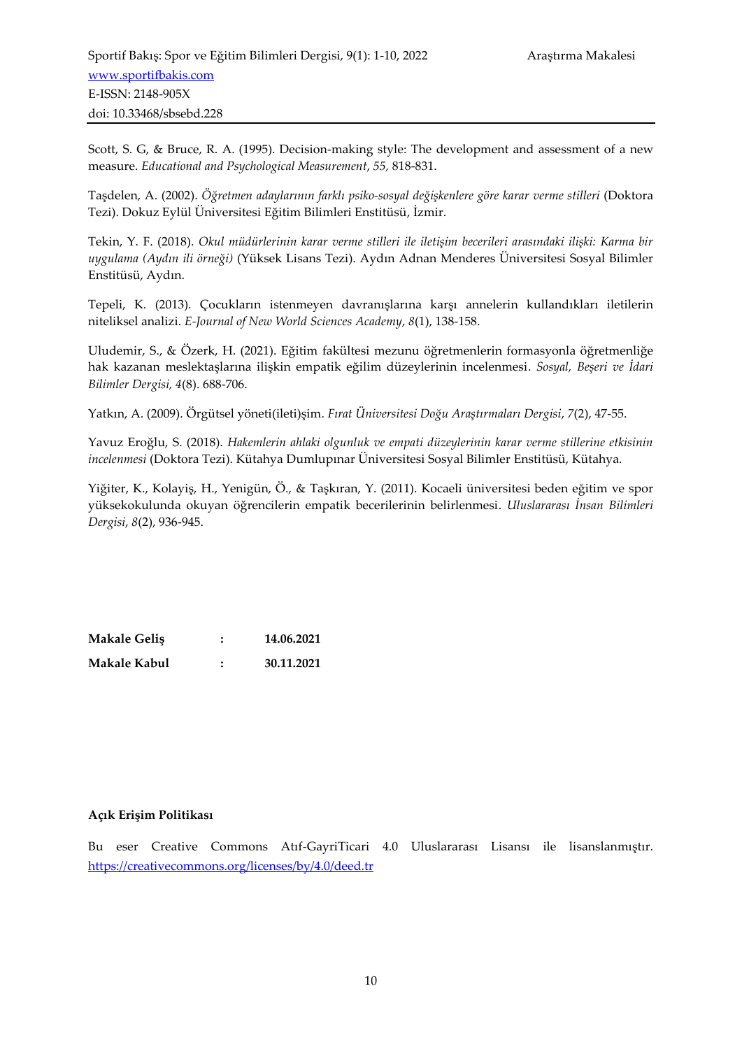Scott, S. G, & Bruce, R. A. (1995). Decision-making style: The development and assessment of a new measure. *Educational and Psychological Measurement*, *55,* 818-831.

Taşdelen, A. (2002). *Öğretmen adaylarının farklı psiko-sosyal değişkenlere göre karar verme stilleri* (Doktora Tezi). Dokuz Eylül Üniversitesi Eğitim Bilimleri Enstitüsü, İzmir.

Tekin, Y. F. (2018). *Okul müdürlerinin karar verme stilleri ile iletişim becerileri arasındaki ilişki: Karma bir uygulama (Aydın ili örneği)* (Yüksek Lisans Tezi). Aydın Adnan Menderes Üniversitesi Sosyal Bilimler Enstitüsü, Aydın.

Tepeli, K. (2013). Çocukların istenmeyen davranışlarına karşı annelerin kullandıkları iletilerin niteliksel analizi. *E-Journal of New World Sciences Academy*, *8*(1), 138-158.

Uludemir, S., & Özerk, H. (2021). Eğitim fakültesi mezunu öğretmenlerin formasyonla öğretmenliğe hak kazanan meslektaşlarına ilişkin empatik eğilim düzeylerinin incelenmesi. *Sosyal, Beşeri ve İdari Bilimler Dergisi, 4*(8). 688-706.

Yatkın, A. (2009). Örgütsel yöneti(ileti)şim. *Fırat Üniversitesi Doğu Araştırmaları Dergisi*, *7*(2), 47-55.

Yavuz Eroğlu, S. (2018). *Hakemlerin ahlaki olgunluk ve empati düzeylerinin karar verme stillerine etkisinin incelenmesi* (Doktora Tezi). Kütahya Dumlupınar Üniversitesi Sosyal Bilimler Enstitüsü, Kütahya.

Yiğiter, K., Kolayiş, H., Yenigün, Ö., & Taşkıran, Y. (2011). Kocaeli üniversitesi beden eğitim ve spor yüksekokulunda okuyan öğrencilerin empatik becerilerinin belirlenmesi. *Uluslararası İnsan Bilimleri Dergisi*, *8*(2), 936-945.

| | | |
|---|---|---|
| **Makale Geliş** | **:** | **14.06.2021** |
| **Makale Kabul** | **:** | **30.11.2021** |

**Açık Erişim Politikası**

Bu eser Creative Commons Atıf-GayriTicari 4.0 Uluslararası Lisansı ile lisanslanmıştır. https://creativecommons.org/licenses/by/4.0/deed.tr